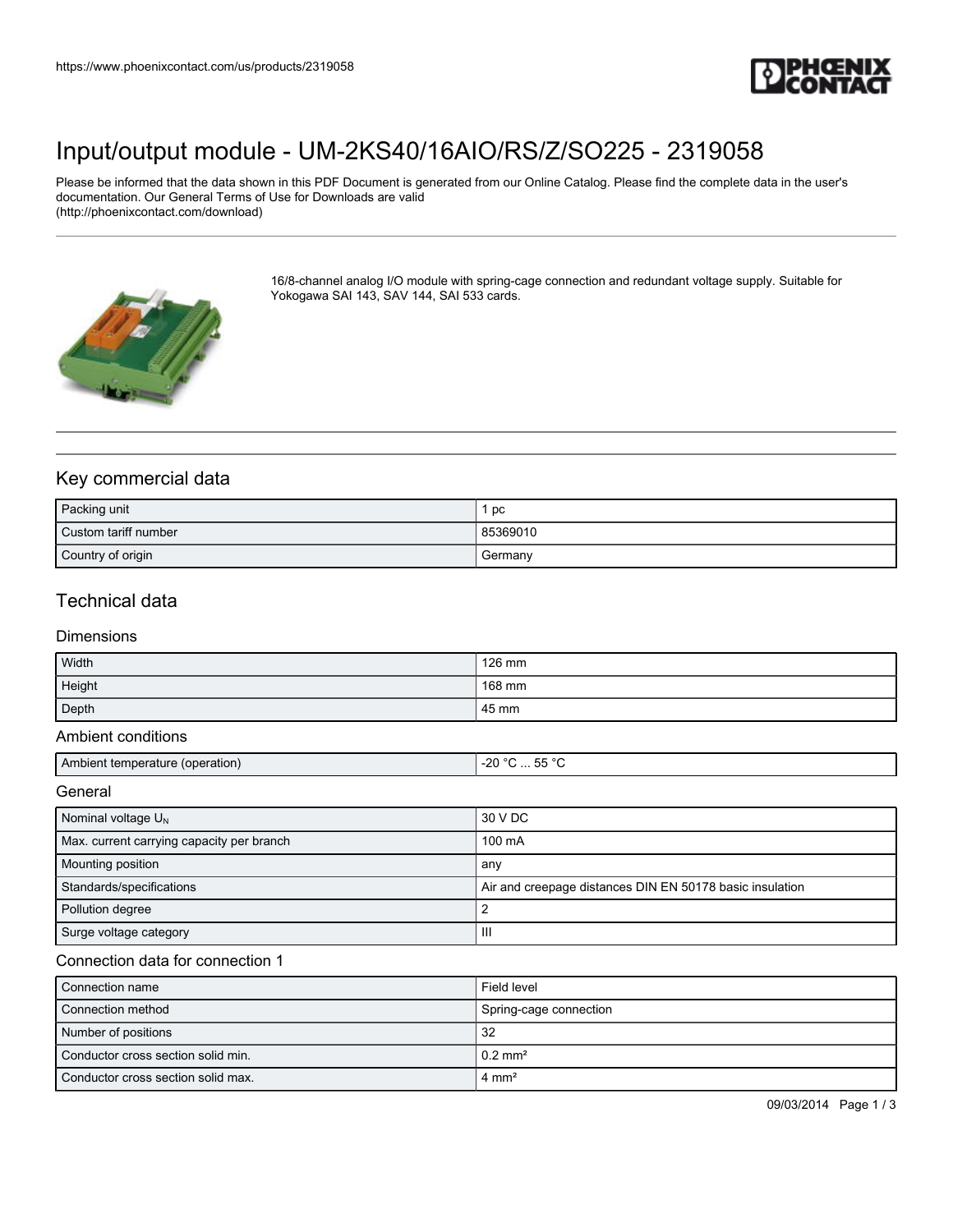# Input/output module - UM-2KS40/16AIO/RS/Z/SO225 - 2319058

Please be informed that the data shown in this PDF Document is generated from our Online Catalog. Please find the complete data in the user's documentation. Our General Terms of Use for Downloads are valid (http://phoenixcontact.com/download)

16/8-channel analog I/O module with spring-cage connection and redundant voltage supply. Suitable for Yokogawa SAI 143, SAV 144, SAI 533 cards.

## Key commercial data

| | |
|---|---|
| Packing unit | 1 pc |
| Custom tariff number | 85369010 |
| Country of origin | Germany |

## Technical data

### Dimensions

| | |
|---|---|
| Width | 126 mm |
| Height | 168 mm |
| Depth | 45 mm |

### Ambient conditions

| | |
|---|---|
| Ambient temperature (operation) | -20 °C ... 55 °C |

### General

| | |
|---|---|
| Nominal voltage $U_N$ | 30 V DC |
| Max. current carrying capacity per branch | 100 mA |
| Mounting position | any |
| Standards/specifications | Air and creepage distances DIN EN 50178 basic insulation |
| Pollution degree | 2 |
| Surge voltage category | III |

### Connection data for connection 1

| | |
|---|---|
| Connection name | Field level |
| Connection method | Spring-cage connection |
| Number of positions | 32 |
| Conductor cross section solid min. | 0.2 mm² |
| Conductor cross section solid max. | 4 mm² |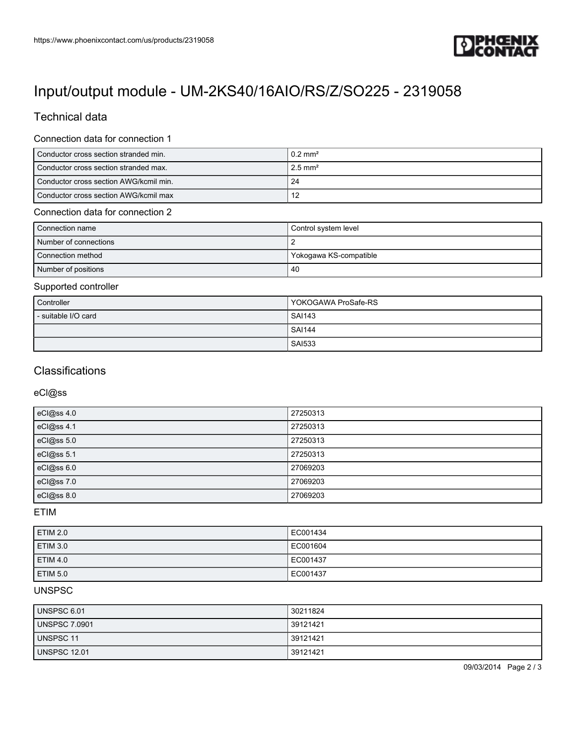# Input/output module - UM-2KS40/16AIO/RS/Z/SO225 - 2319058

## Technical data

### Connection data for connection 1

| | |
|---|---|
| Conductor cross section stranded min. | 0.2 mm² |
| Conductor cross section stranded max. | 2.5 mm² |
| Conductor cross section AWG/kcmil min. | 24 |
| Conductor cross section AWG/kcmil max | 12 |

### Connection data for connection 2

| | |
|---|---|
| Connection name | Control system level |
| Number of connections | 2 |
| Connection method | Yokogawa KS-compatible |
| Number of positions | 40 |

### Supported controller

| | |
|---|---|
| Controller | YOKOGAWA ProSafe-RS |
| - suitable I/O card | SAI143 |
| | SAI144 |
| | SAI533 |

## Classifications

### eCl@ss

| | |
|---|---|
| eCl@ss 4.0 | 27250313 |
| eCl@ss 4.1 | 27250313 |
| eCl@ss 5.0 | 27250313 |
| eCl@ss 5.1 | 27250313 |
| eCl@ss 6.0 | 27069203 |
| eCl@ss 7.0 | 27069203 |
| eCl@ss 8.0 | 27069203 |

### ETIM

| | |
|---|---|
| ETIM 2.0 | EC001434 |
| ETIM 3.0 | EC001604 |
| ETIM 4.0 | EC001437 |
| ETIM 5.0 | EC001437 |

### UNSPSC

| | |
|---|---|
| UNSPSC 6.01 | 30211824 |
| UNSPSC 7.0901 | 39121421 |
| UNSPSC 11 | 39121421 |
| UNSPSC 12.01 | 39121421 |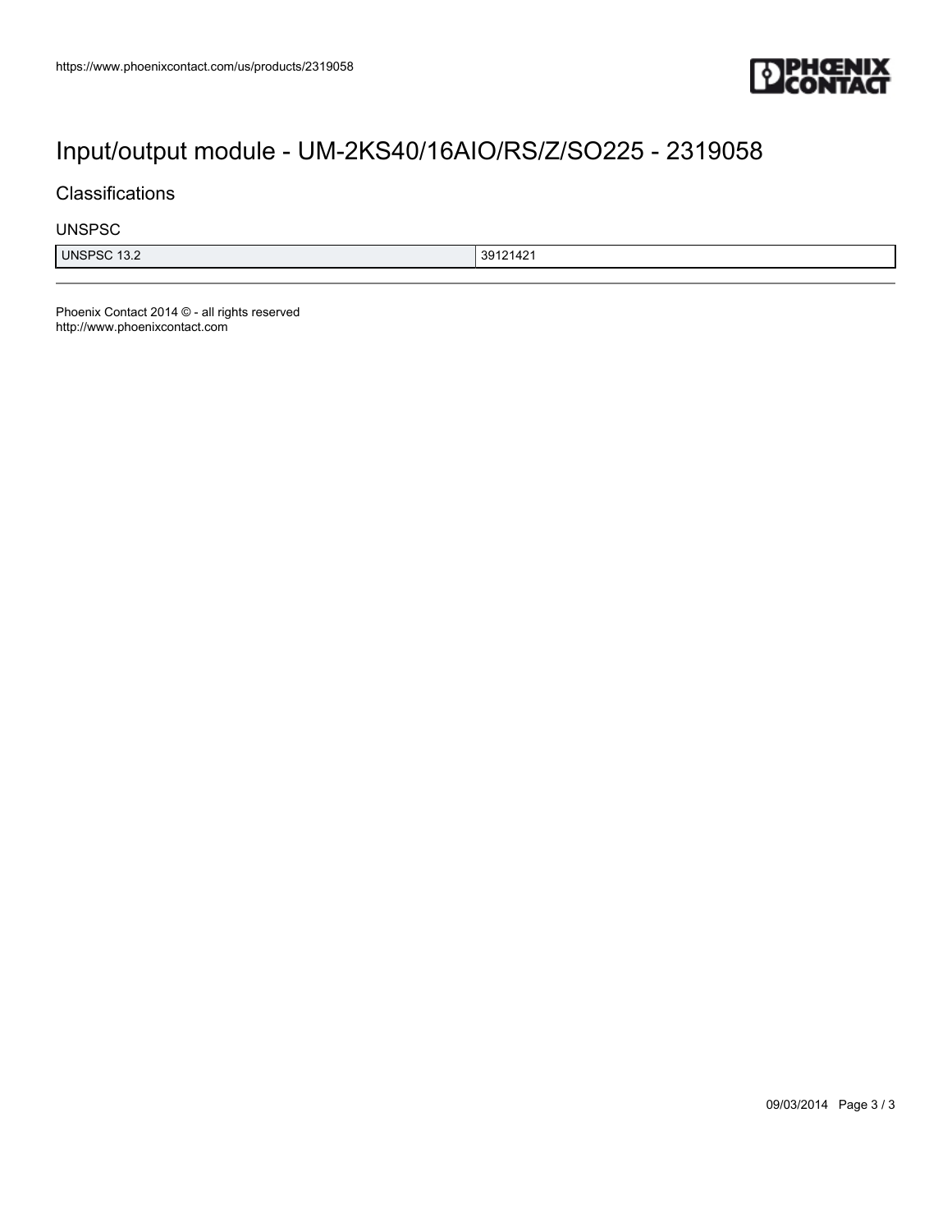# Input/output module - UM-2KS40/16AIO/RS/Z/SO225 - 2319058

## Classifications

### UNSPSC

| | |
|---|---|
| UNSPSC 13.2 | 39121421 |

Phoenix Contact 2014 © - all rights reserved
http://www.phoenixcontact.com